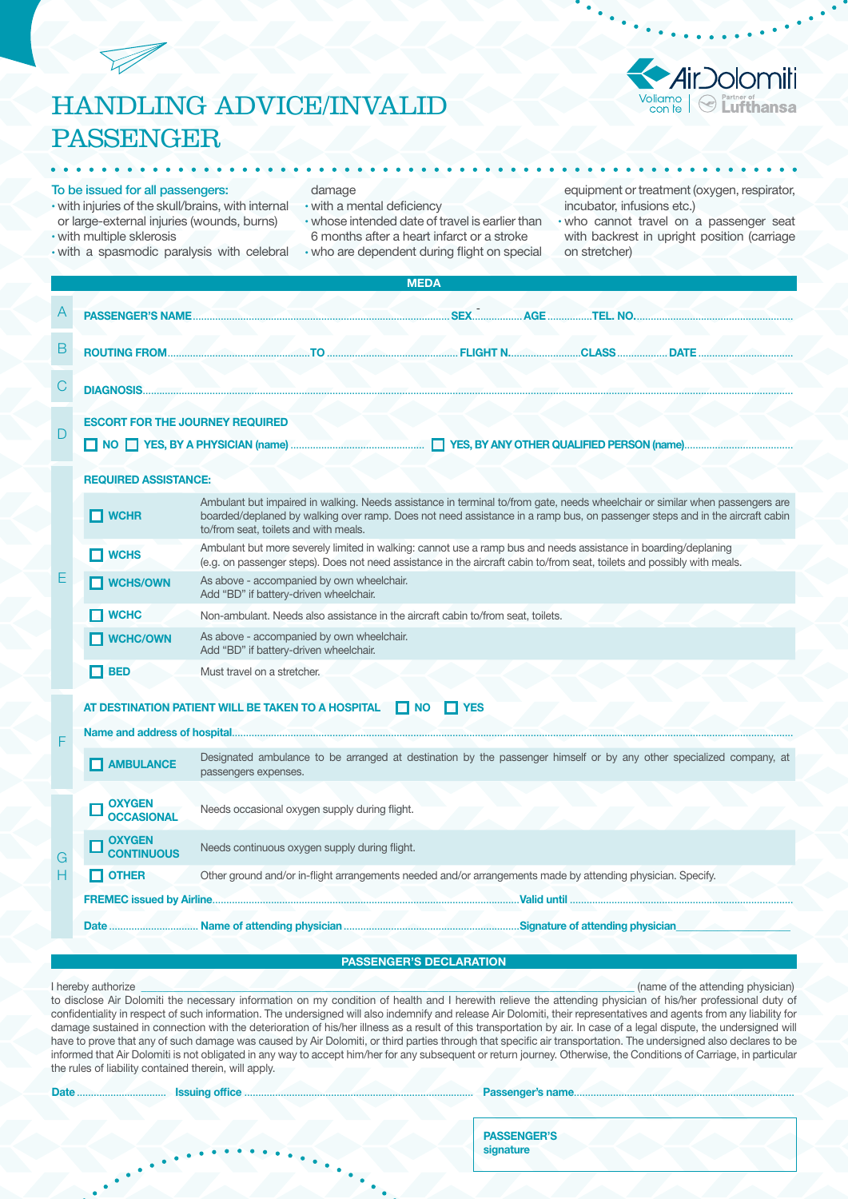# HANDLING ADVICE/INVALID PASSENGER

To be issued for all passengers:

- with injuries of the skull/brains, with internal or large-external injuries (wounds, burns)
- with multiple sklerosis
- with a spasmodic paralysis with celebral damage
- with a mental deficiency
- whose intended date of travel is earlier than 6 months after a heart infarct or a stroke
- who are dependent during flight on special equipment or treatment (oxygen, respirator, incubator, infusions etc.)
- who cannot travel on a passenger seat with backrest in upright position (carriage on stretcher)

## MEDA

**A** **PASSENGER'S NAME**.............................. **SEX**.............. **AGE**.............. **TEL. NO.**..............................

**B** **ROUTING FROM**.............................. **TO**.............................. **FLIGHT N.**.............. **CLASS**.............. **DATE**..............................

**C** **DIAGNOSIS**..............................

**D** **ESCORT FOR THE JOURNEY REQUIRED**

☐ **NO** ☐ **YES, BY A PHYSICIAN (name)**.............................. ☐ **YES, BY ANY OTHER QUALIFIED PERSON (name)**..............................

**E** **REQUIRED ASSISTANCE:**

| | |
|---|---|
| ☐ **WCHR** | Ambulant but impaired in walking. Needs assistance in terminal to/from gate, needs wheelchair or similar when passengers are boarded/deplaned by walking over ramp. Does not need assistance in a ramp bus, on passenger steps and in the aircraft cabin to/from seat, toilets and with meals. |
| ☐ **WCHS** | Ambulant but more severely limited in walking: cannot use a ramp bus and needs assistance in boarding/deplaning (e.g. on passenger steps). Does not need assistance in the aircraft cabin to/from seat, toilets and possibly with meals. |
| ☐ **WCHS/OWN** | As above - accompanied by own wheelchair. Add "BD" if battery-driven wheelchair. |
| ☐ **WCHC** | Non-ambulant. Needs also assistance in the aircraft cabin to/from seat, toilets. |
| ☐ **WCHC/OWN** | As above - accompanied by own wheelchair. Add "BD" if battery-driven wheelchair. |
| ☐ **BED** | Must travel on a stretcher. |

**F** **AT DESTINATION PATIENT WILL BE TAKEN TO A HOSPITAL** ☐ **NO** ☐ **YES**

**Name and address of hospital**..............................

| | |
|---|---|
| ☐ **AMBULANCE** | Designated ambulance to be arranged at destination by the passenger himself or by any other specialized company, at passengers expenses. |

**G H**

| | |
|---|---|
| ☐ **OXYGEN OCCASIONAL** | Needs occasional oxygen supply during flight. |
| ☐ **OXYGEN CONTINUOUS** | Needs continuous oxygen supply during flight. |
| ☐ **OTHER** | Other ground and/or in-flight arrangements needed and/or arrangements made by attending physician. Specify. |

**FREMEC issued by Airline**.............................. **Valid until**..............................

**Date**.............. **Name of attending physician**.............................. **Signature of attending physician**______________

## PASSENGER'S DECLARATION

I hereby authorize ______________________________ (name of the attending physician) to disclose Air Dolomiti the necessary information on my condition of health and I herewith relieve the attending physician of his/her professional duty of confidentiality in respect of such information. The undersigned will also indemnify and release Air Dolomiti, their representatives and agents from any liability for damage sustained in connection with the deterioration of his/her illness as a result of this transportation by air. In case of a legal dispute, the undersigned will have to prove that any of such damage was caused by Air Dolomiti, or third parties through that specific air transportation. The undersigned also declares to be informed that Air Dolomiti is not obligated in any way to accept him/her for any subsequent or return journey. Otherwise, the Conditions of Carriage, in particular the rules of liability contained therein, will apply.

**Date**.............. **Issuing office**.............................. **Passenger's name**..............................

**PASSENGER'S signature**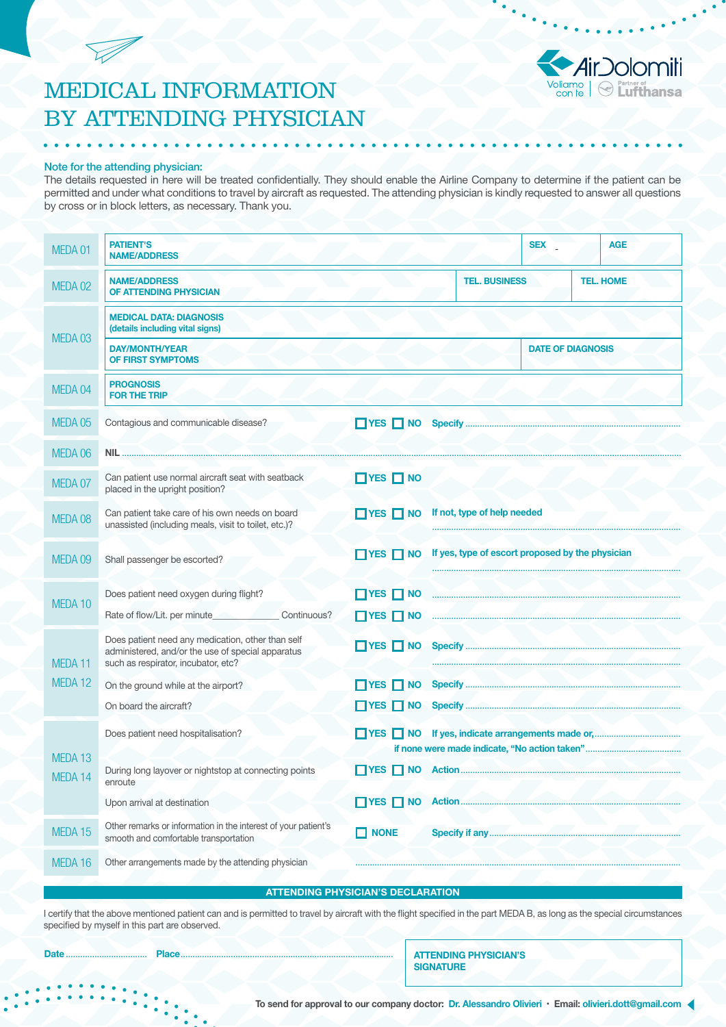# MEDICAL INFORMATION BY ATTENDING PHYSICIAN

Air Dolomiti — Voliamo con te | Partner of Lufthansa

**Note for the attending physician:**
The details requested in here will be treated confidentially. They should enable the Airline Company to determine if the patient can be permitted and under what conditions to travel by aircraft as requested. The attending physician is kindly requested to answer all questions by cross or in block letters, as necessary. Thank you.

| | | | |
|---|---|---|---|
| MEDA 01 | **PATIENT'S NAME/ADDRESS** | **SEX** | **AGE** |
| MEDA 02 | **NAME/ADDRESS OF ATTENDING PHYSICIAN** | **TEL. BUSINESS** | **TEL. HOME** |
| MEDA 03 | **MEDICAL DATA: DIAGNOSIS (details including vital signs)** | | |
| | **DAY/MONTH/YEAR OF FIRST SYMPTOMS** | **DATE OF DIAGNOSIS** | |
| MEDA 04 | **PROGNOSIS FOR THE TRIP** | | |

| | | | |
|---|---|---|---|
| MEDA 05 | Contagious and communicable disease? | ☐ YES ☐ NO | Specify ........ |
| MEDA 06 | NIL ........ | | |
| MEDA 07 | Can patient use normal aircraft seat with seatback placed in the upright position? | ☐ YES ☐ NO | |
| MEDA 08 | Can patient take care of his own needs on board unassisted (including meals, visit to toilet, etc.)? | ☐ YES ☐ NO | If not, type of help needed ........ |
| MEDA 09 | Shall passenger be escorted? | ☐ YES ☐ NO | If yes, type of escort proposed by the physician ........ |
| MEDA 10 | Does patient need oxygen during flight? | ☐ YES ☐ NO | ........ |
| | Rate of flow/Lit. per minute_____________ Continuous? | ☐ YES ☐ NO | ........ |
| MEDA 11 | Does patient need any medication, other than self administered, and/or the use of special apparatus such as respirator, incubator, etc? | ☐ YES ☐ NO | Specify ........ |
| MEDA 12 | On the ground while at the airport? | ☐ YES ☐ NO | Specify ........ |
| | On board the aircraft? | ☐ YES ☐ NO | Specify ........ |
| MEDA 13 | Does patient need hospitalisation? | ☐ YES ☐ NO | If yes, indicate arrangements made or, ........ if none were made indicate, "No action taken" ........ |
| MEDA 14 | During long layover or nightstop at connecting points enroute | ☐ YES ☐ NO | Action ........ |
| | Upon arrival at destination | ☐ YES ☐ NO | Action ........ |
| MEDA 15 | Other remarks or information in the interest of your patient's smooth and comfortable transportation | ☐ NONE | Specify if any ........ |
| MEDA 16 | Other arrangements made by the attending physician | | ........ |

## ATTENDING PHYSICIAN'S DECLARATION

I certify that the above mentioned patient can and is permitted to travel by aircraft with the flight specified in the part MEDA B, as long as the special circumstances specified by myself in this part are observed.

**Date** ........ **Place** ........

**ATTENDING PHYSICIAN'S SIGNATURE**

To send for approval to our company doctor: **Dr. Alessandro Olivieri** • Email: **olivieri.dott@gmail.com**